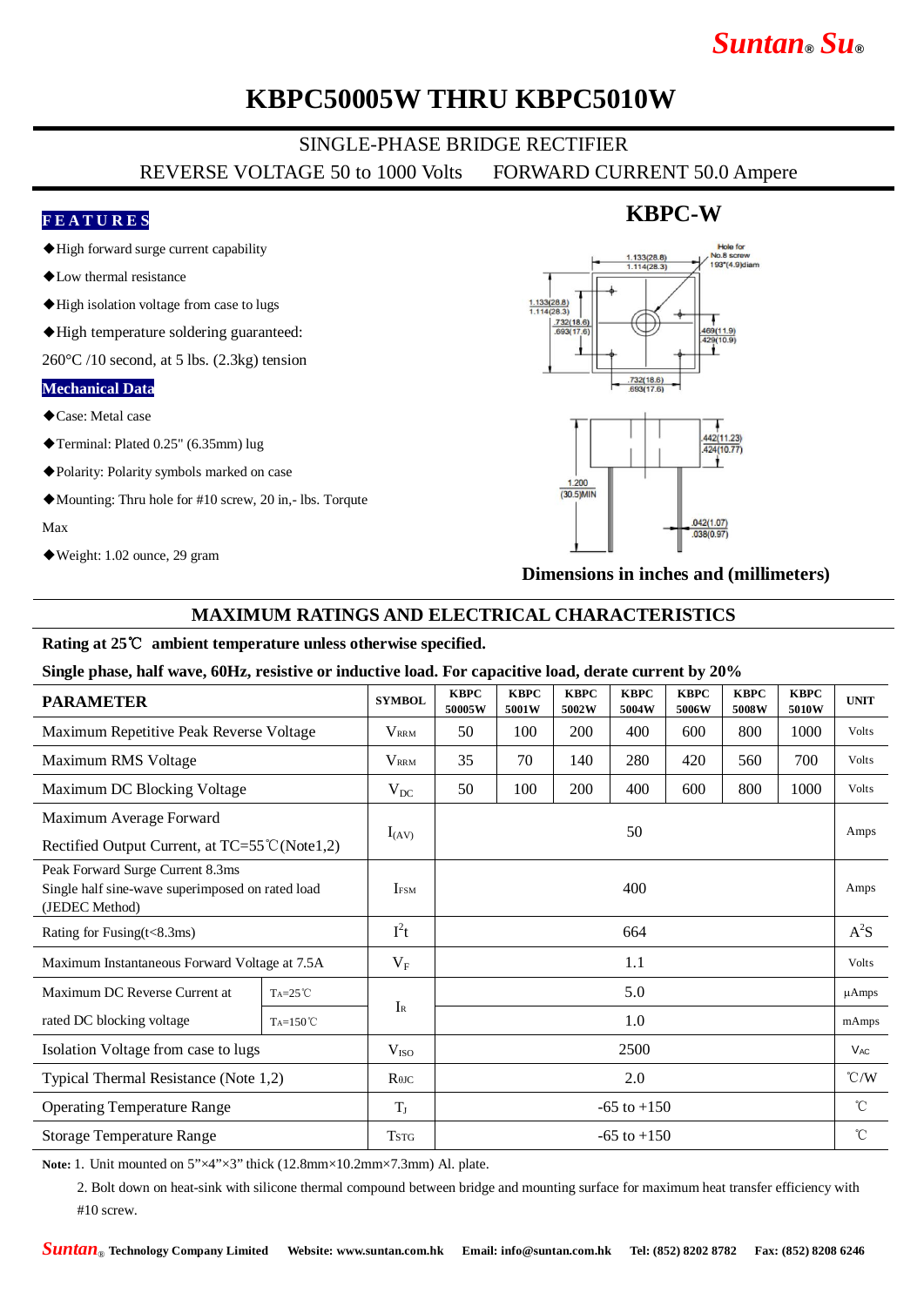# KBPC50005W THRU KBPC5010W

SINGLE-PHASE BRIDGE RECTIFIER

REVERSE VOLTAGE 50 to 1000 Volts FORWARD CURRENT 50.0 Ampere

**FEATURES**

- ◆High forward surge current capability
- ◆Low thermal resistance
- ◆High isolation voltage from case to lugs
- ◆High temperature soldering guaranteed: 260°C /10 second, at 5 lbs. (2.3kg) tension

**Mechanical Data**

- ◆Case: Metal case
- ◆Terminal: Plated 0.25" (6.35mm) lug
- ◆Polarity: Polarity symbols marked on case
- ◆Mounting: Thru hole for #10 screw, 20 in,- lbs. Torqute Max
- ◆Weight: 1.02 ounce, 29 gram

## KBPC-W

Hole for No.8 screw .193"(4.9)diam

1.133(28.8) 1.114(28.3)

.732(18.6) .693(17.6)

.469(11.9) .429(10.9)

.442(11.23) .424(10.77)

1.200 (30.5)MIN

.042(1.07) .038(0.97)

**Dimensions in inches and (millimeters)**

## MAXIMUM RATINGS AND ELECTRICAL CHARACTERISTICS

**Rating at 25℃ ambient temperature unless otherwise specified.**

**Single phase, half wave, 60Hz, resistive or inductive load. For capacitive load, derate current by 20%**

| PARAMETER | | SYMBOL | KBPC 50005W | KBPC 5001W | KBPC 5002W | KBPC 5004W | KBPC 5006W | KBPC 5008W | KBPC 5010W | UNIT |
|---|---|---|---|---|---|---|---|---|---|---|
| Maximum Repetitive Peak Reverse Voltage | | $V_{RRM}$ | 50 | 100 | 200 | 400 | 600 | 800 | 1000 | Volts |
| Maximum RMS Voltage | | $V_{RRM}$ | 35 | 70 | 140 | 280 | 420 | 560 | 700 | Volts |
| Maximum DC Blocking Voltage | | $V_{DC}$ | 50 | 100 | 200 | 400 | 600 | 800 | 1000 | Volts |
| Maximum Average Forward Rectified Output Current, at TC=55℃(Note1,2) | | $I_{(AV)}$ | 50 | | | | | | | Amps |
| Peak Forward Surge Current 8.3ms Single half sine-wave superimposed on rated load (JEDEC Method) | | $I_{FSM}$ | 400 | | | | | | | Amps |
| Rating for Fusing(t<8.3ms) | | $I^2t$ | 664 | | | | | | | $A^2S$ |
| Maximum Instantaneous Forward Voltage at 7.5A | | $V_F$ | 1.1 | | | | | | | Volts |
| Maximum DC Reverse Current at | $T_A$=25℃ | $I_R$ | 5.0 | | | | | | | µAmps |
| rated DC blocking voltage | $T_A$=150℃ | | 1.0 | | | | | | | mAmps |
| Isolation Voltage from case to lugs | | $V_{ISO}$ | 2500 | | | | | | | $V_{AC}$ |
| Typical Thermal Resistance (Note 1,2) | | $R_{\theta JC}$ | 2.0 | | | | | | | ℃/W |
| Operating Temperature Range | | $T_J$ | -65 to +150 | | | | | | | ℃ |
| Storage Temperature Range | | $T_{STG}$ | -65 to +150 | | | | | | | ℃ |

**Note:** 1. Unit mounted on 5"×4"×3" thick (12.8mm×10.2mm×7.3mm) Al. plate.

2. Bolt down on heat-sink with silicone thermal compound between bridge and mounting surface for maximum heat transfer efficiency with #10 screw.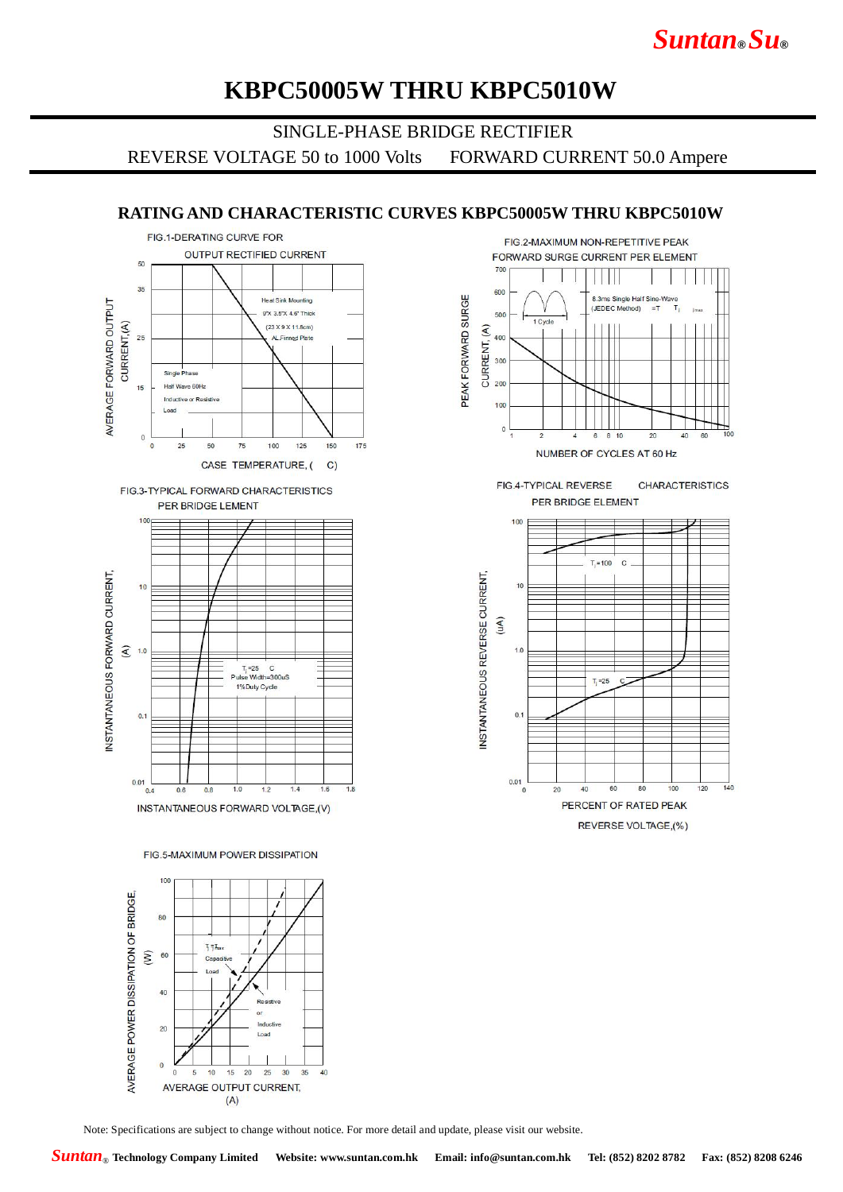# KBPC50005W THRU KBPC5010W

SINGLE-PHASE BRIDGE RECTIFIER

REVERSE VOLTAGE 50 to 1000 Volts    FORWARD CURRENT 50.0 Ampere

## RATING AND CHARACTERISTIC CURVES KBPC50005W THRU KBPC5010W

FIG.1-DERATING CURVE FOR OUTPUT RECTIFIED CURRENT

AVERAGE FORWARD OUTPUT CURRENT,(A)

50
35
25
15
0

0 25 50 75 100 125 150 175

CASE TEMPERATURE, ( C)

Heat Sink Mounting
9"X 3.5"X 4.6" Thick
(23 X 9 X 11.8cm)
AL.Finned Plate

Single Phase
Half Wave 60Hz
Inductive or Resistive
Load

FIG.2-MAXIMUM NON-REPETITIVE PEAK FORWARD SURGE CURRENT PER ELEMENT

PEAK FORWARD SURGE CURRENT, (A)

700
600
500
400
300
200
100
0

1 2 4 6 8 10 20 40 60 100

NUMBER OF CYCLES AT 60 Hz

8.3ms Single Half Sine-Wave
(JEDEC Method) $=T_{j max}$

1 Cycle

FIG.3-TYPICAL FORWARD CHARACTERISTICS PER BRIDGE LEMENT

INSTANTANEOUS FORWARD CURRENT, (A)

100
10
1.0
0.1
0.01

0.4 0.6 0.8 1.0 1.2 1.4 1.6 1.8

INSTANTANEOUS FORWARD VOLTAGE,(V)

$T_j$=25 C
Pulse Width=300uS
1%Duty Cycle

FIG.4-TYPICAL REVERSE CHARACTERISTICS PER BRIDGE ELEMENT

INSTANTANEOUS REVERSE CURRENT, (uA)

100
10
1.0
0.1
0.01

0 20 40 60 80 100 120 140

PERCENT OF RATED PEAK REVERSE VOLTAGE,(%)

$T_j$=100 C

$T_j$=25 C

FIG.5-MAXIMUM POWER DISSIPATION

AVERAGE POWER DISSIPATION OF BRIDGE, (W)

100
80
60
40
20
0

0 5 10 15 20 25 30 35 40

AVERAGE OUTPUT CURRENT, (A)

$T_j=T_{j max}$
Capacitive
Load

Resistive
or
Inductive
Load

Note: Specifications are subject to change without notice. For more detail and update, please visit our website.